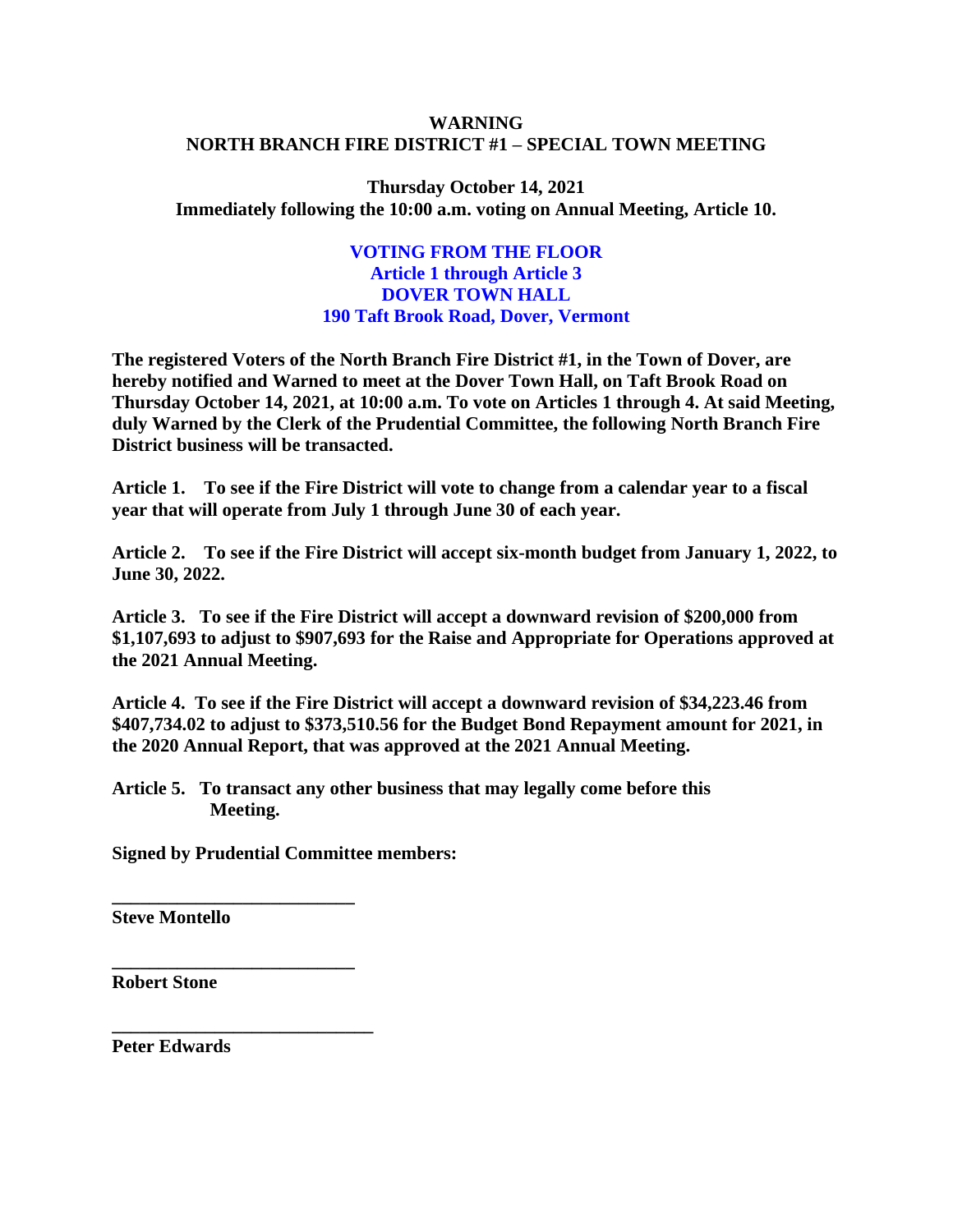**WARNING**
**NORTH BRANCH FIRE DISTRICT #1 – SPECIAL TOWN MEETING**

**Thursday October 14, 2021**
**Immediately following the 10:00 a.m. voting on Annual Meeting, Article 10.**

**VOTING FROM THE FLOOR**
**Article 1 through Article 3**
**DOVER TOWN HALL**
**190 Taft Brook Road, Dover, Vermont**

**The registered Voters of the North Branch Fire District #1, in the Town of Dover, are hereby notified and Warned to meet at the Dover Town Hall, on Taft Brook Road on Thursday October 14, 2021, at 10:00 a.m. To vote on Articles 1 through 4. At said Meeting, duly Warned by the Clerk of the Prudential Committee, the following North Branch Fire District business will be transacted.**

**Article 1. To see if the Fire District will vote to change from a calendar year to a fiscal year that will operate from July 1 through June 30 of each year.**

**Article 2. To see if the Fire District will accept six-month budget from January 1, 2022, to June 30, 2022.**

**Article 3. To see if the Fire District will accept a downward revision of $200,000 from $1,107,693 to adjust to $907,693 for the Raise and Appropriate for Operations approved at the 2021 Annual Meeting.**

**Article 4. To see if the Fire District will accept a downward revision of $34,223.46 from $407,734.02 to adjust to $373,510.56 for the Budget Bond Repayment amount for 2021, in the 2020 Annual Report, that was approved at the 2021 Annual Meeting.**

**Article 5. To transact any other business that may legally come before this Meeting.**

**Signed by Prudential Committee members:**

\_\_\_\_\_\_\_\_\_\_\_\_\_\_\_\_\_\_\_\_\_\_\_\_\_\_
**Steve Montello**

\_\_\_\_\_\_\_\_\_\_\_\_\_\_\_\_\_\_\_\_\_\_\_\_\_\_
**Robert Stone**

\_\_\_\_\_\_\_\_\_\_\_\_\_\_\_\_\_\_\_\_\_\_\_\_\_\_\_\_
**Peter Edwards**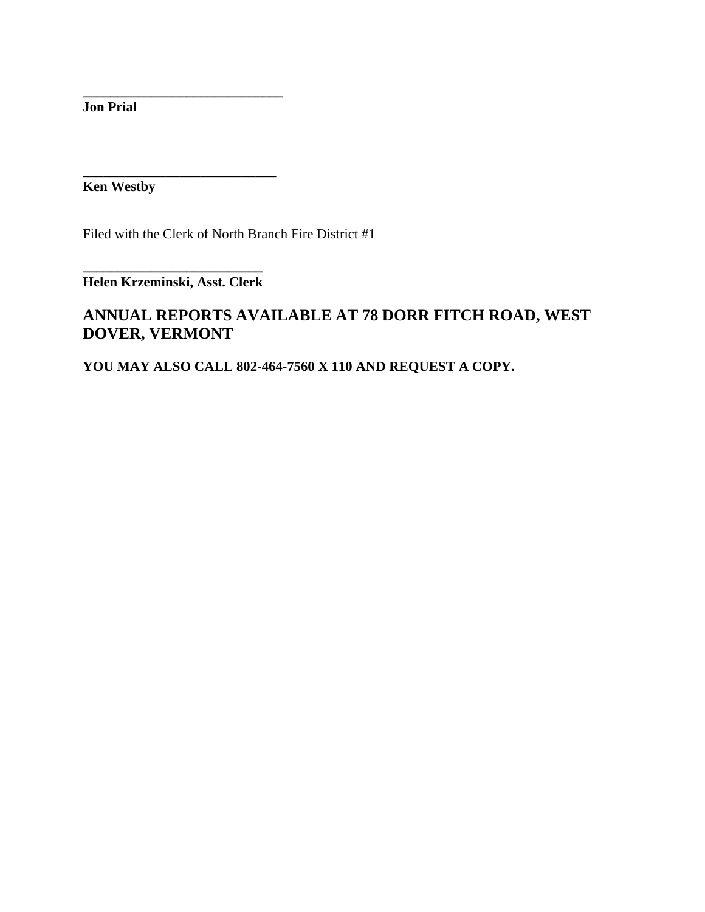______________________________
**Jon Prial**

_____________________________
**Ken Westby**

Filed with the Clerk of North Branch Fire District #1

___________________________
**Helen Krzeminski, Asst. Clerk**

## ANNUAL REPORTS AVAILABLE AT 78 DORR FITCH ROAD, WEST DOVER, VERMONT

**YOU MAY ALSO CALL 802-464-7560 X 110 AND REQUEST A COPY.**